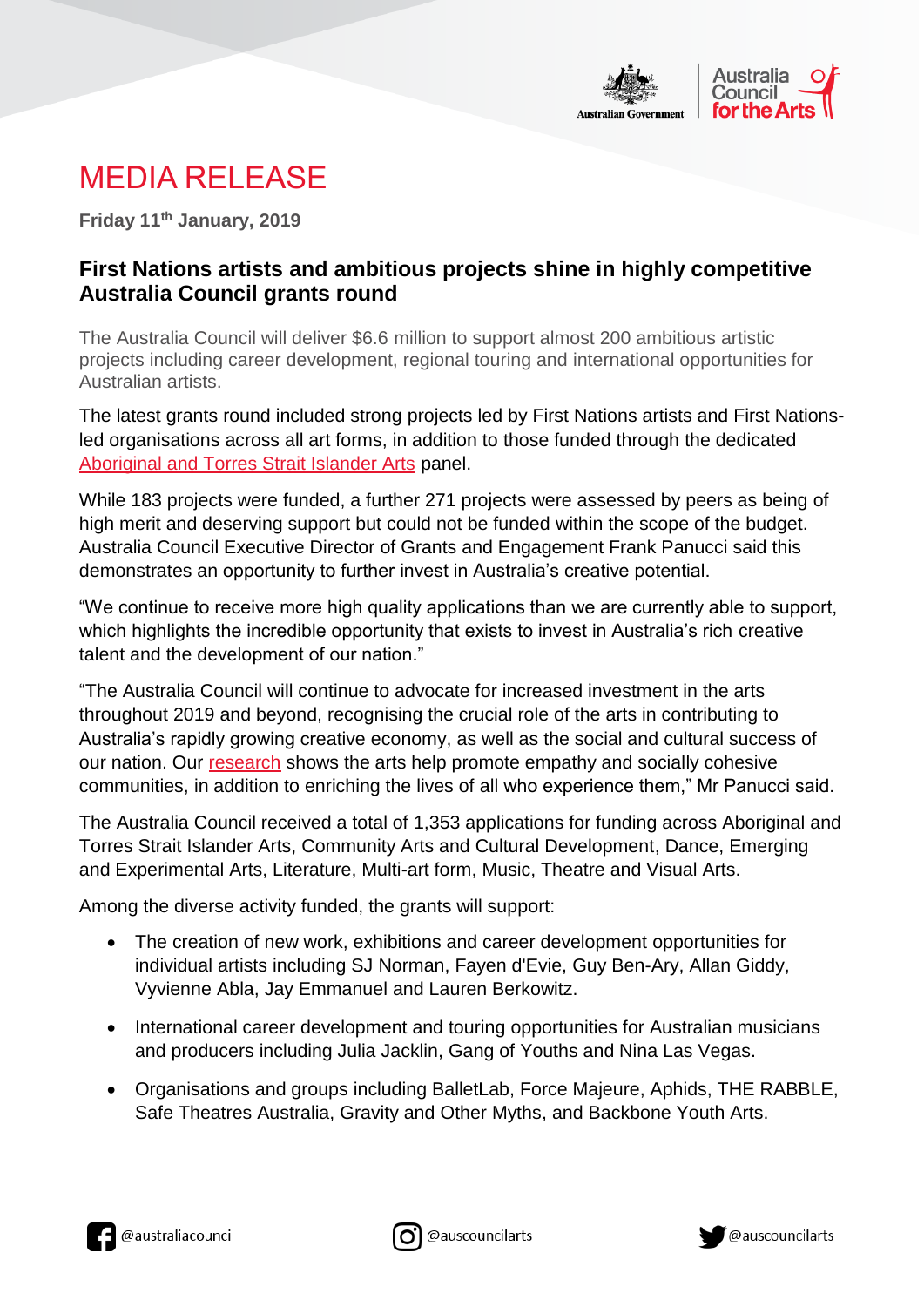# MEDIA RELEASE

**Friday 11th January, 2019**

## First Nations artists and ambitious projects shine in highly competitive Australia Council grants round

The Australia Council will deliver $6.6 million to support almost 200 ambitious artistic projects including career development, regional touring and international opportunities for Australian artists.

The latest grants round included strong projects led by First Nations artists and First Nations-led organisations across all art forms, in addition to those funded through the dedicated Aboriginal and Torres Strait Islander Arts panel.

While 183 projects were funded, a further 271 projects were assessed by peers as being of high merit and deserving support but could not be funded within the scope of the budget. Australia Council Executive Director of Grants and Engagement Frank Panucci said this demonstrates an opportunity to further invest in Australia's creative potential.

"We continue to receive more high quality applications than we are currently able to support, which highlights the incredible opportunity that exists to invest in Australia's rich creative talent and the development of our nation."

"The Australia Council will continue to advocate for increased investment in the arts throughout 2019 and beyond, recognising the crucial role of the arts in contributing to Australia's rapidly growing creative economy, as well as the social and cultural success of our nation. Our research shows the arts help promote empathy and socially cohesive communities, in addition to enriching the lives of all who experience them," Mr Panucci said.

The Australia Council received a total of 1,353 applications for funding across Aboriginal and Torres Strait Islander Arts, Community Arts and Cultural Development, Dance, Emerging and Experimental Arts, Literature, Multi-art form, Music, Theatre and Visual Arts.

Among the diverse activity funded, the grants will support:

- The creation of new work, exhibitions and career development opportunities for individual artists including SJ Norman, Fayen d'Evie, Guy Ben-Ary, Allan Giddy, Vyvienne Abla, Jay Emmanuel and Lauren Berkowitz.
- International career development and touring opportunities for Australian musicians and producers including Julia Jacklin, Gang of Youths and Nina Las Vegas.
- Organisations and groups including BalletLab, Force Majeure, Aphids, THE RABBLE, Safe Theatres Australia, Gravity and Other Myths, and Backbone Youth Arts.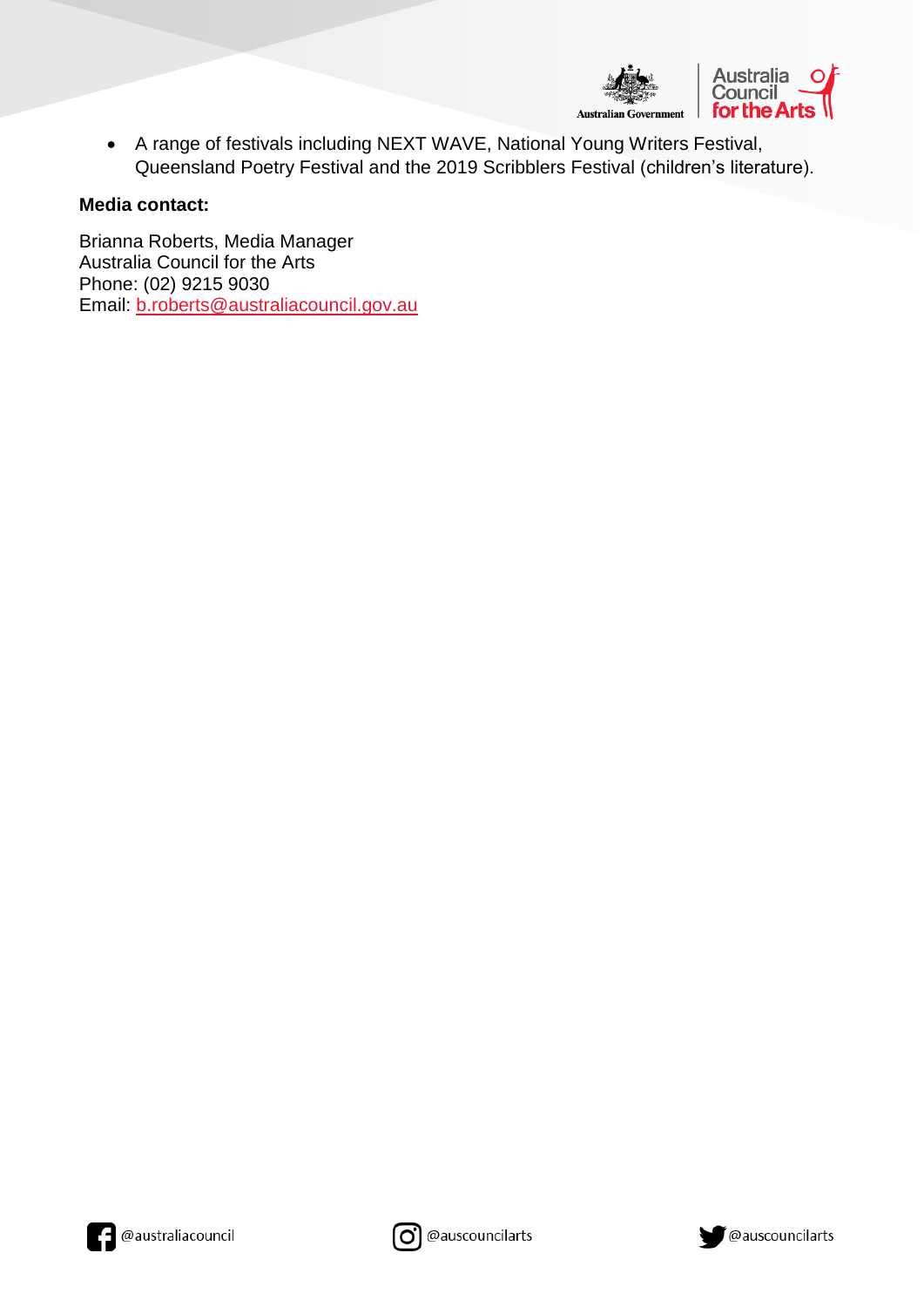- A range of festivals including NEXT WAVE, National Young Writers Festival, Queensland Poetry Festival and the 2019 Scribblers Festival (children's literature).

**Media contact:**

Brianna Roberts, Media Manager
Australia Council for the Arts
Phone: (02) 9215 9030
Email: b.roberts@australiacouncil.gov.au